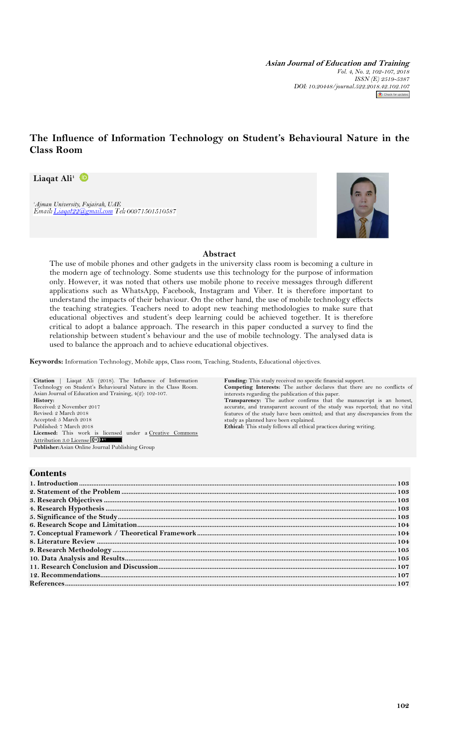# The Influence of Information Technology on Student's Behavioural Nature in the Class Room

**Liaqat Ali**[1]

[1]*Ajman University, Fujairah, UAE*
*Email: Liaqat22@gmail.com Tel: 00971501510587*

## Abstract

The use of mobile phones and other gadgets in the university class room is becoming a culture in the modern age of technology. Some students use this technology for the purpose of information only. However, it was noted that others use mobile phone to receive messages through different applications such as WhatsApp, Facebook, Instagram and Viber. It is therefore important to understand the impacts of their behaviour. On the other hand, the use of mobile technology effects the teaching strategies. Teachers need to adopt new teaching methodologies to make sure that educational objectives and student's deep learning could be achieved together. It is therefore critical to adopt a balance approach. The research in this paper conducted a survey to find the relationship between student's behaviour and the use of mobile technology. The analysed data is used to balance the approach and to achieve educational objectives.

**Keywords:** Information Technology, Mobile apps, Class room, Teaching, Students, Educational objectives.

**Citation** | Liaqat Ali (2018). The Influence of Information Technology on Student's Behavioural Nature in the Class Room. Asian Journal of Education and Training, 4(2): 102-107.

**History:**
Received: 2 November 2017
Revised: 2 March 2018
Accepted: 5 March 2018
Published: 7 March 2018

**Licensed:** This work is licensed under a Creative Commons Attribution 3.0 License

**Publisher:** Asian Online Journal Publishing Group

**Funding:** This study received no specific financial support.

**Competing Interests:** The author declares that there are no conflicts of interests regarding the publication of this paper.

**Transparency:** The author confirms that the manuscript is an honest, accurate, and transparent account of the study was reported; that no vital features of the study have been omitted; and that any discrepancies from the study as planned have been explained.

**Ethical:** This study follows all ethical practices during writing.

## Contents

1. Introduction .......... 103
2. Statement of the Problem .......... 103
3. Research Objectives .......... 103
4. Research Hypothesis .......... 103
5. Significance of the Study .......... 103
6. Research Scope and Limitation .......... 104
7. Conceptual Framework / Theoretical Framework .......... 104
8. Literature Review .......... 104
9. Research Methodology .......... 105
10. Data Analysis and Results .......... 105
11. Research Conclusion and Discussion .......... 107
12. Recommendations .......... 107

References .......... 107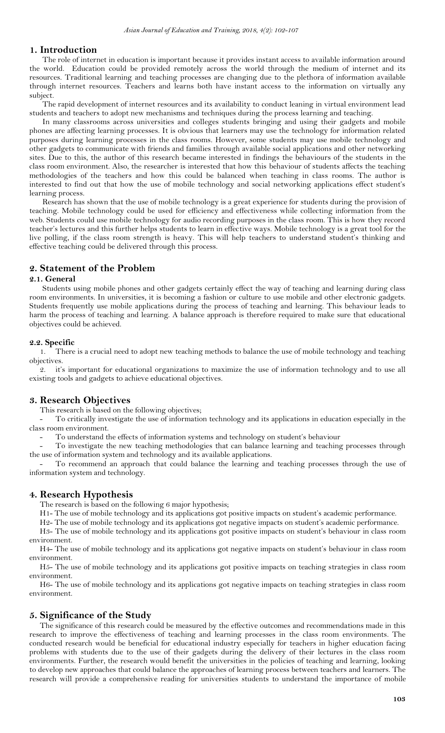## 1. Introduction

The role of internet in education is important because it provides instant access to available information around the world. Education could be provided remotely across the world through the medium of internet and its resources. Traditional learning and teaching processes are changing due to the plethora of information available through internet resources. Teachers and learns both have instant access to the information on virtually any subject.

The rapid development of internet resources and its availability to conduct leaning in virtual environment lead students and teachers to adopt new mechanisms and techniques during the process learning and teaching.

In many classrooms across universities and colleges students bringing and using their gadgets and mobile phones are affecting learning processes. It is obvious that learners may use the technology for information related purposes during learning processes in the class rooms. However, some students may use mobile technology and other gadgets to communicate with friends and families through available social applications and other networking sites. Due to this, the author of this research became interested in findings the behaviours of the students in the class room environment. Also, the researcher is interested that how this behaviour of students affects the teaching methodologies of the teachers and how this could be balanced when teaching in class rooms. The author is interested to find out that how the use of mobile technology and social networking applications effect student's learning process.

Research has shown that the use of mobile technology is a great experience for students during the provision of teaching. Mobile technology could be used for efficiency and effectiveness while collecting information from the web. Students could use mobile technology for audio recording purposes in the class room. This is how they record teacher's lectures and this further helps students to learn in effective ways. Mobile technology is a great tool for the live polling, if the class room strength is heavy. This will help teachers to understand student's thinking and effective teaching could be delivered through this process.

## 2. Statement of the Problem

### 2.1. General

Students using mobile phones and other gadgets certainly effect the way of teaching and learning during class room environments. In universities, it is becoming a fashion or culture to use mobile and other electronic gadgets. Students frequently use mobile applications during the process of teaching and learning. This behaviour leads to harm the process of teaching and learning. A balance approach is therefore required to make sure that educational objectives could be achieved.

### 2.2. Specific

1. There is a crucial need to adopt new teaching methods to balance the use of mobile technology and teaching objectives.
2. it's important for educational organizations to maximize the use of information technology and to use all existing tools and gadgets to achieve educational objectives.

## 3. Research Objectives

This research is based on the following objectives;

- To critically investigate the use of information technology and its applications in education especially in the class room environment.
- To understand the effects of information systems and technology on student's behaviour
- To investigate the new teaching methodologies that can balance learning and teaching processes through the use of information system and technology and its available applications.
- To recommend an approach that could balance the learning and teaching processes through the use of information system and technology.

## 4. Research Hypothesis

The research is based on the following 6 major hypothesis;

H1- The use of mobile technology and its applications got positive impacts on student's academic performance.

H2- The use of mobile technology and its applications got negative impacts on student's academic performance.

H3- The use of mobile technology and its applications got positive impacts on student's behaviour in class room environment.

H4- The use of mobile technology and its applications got negative impacts on student's behaviour in class room environment.

H5- The use of mobile technology and its applications got positive impacts on teaching strategies in class room environment.

H6- The use of mobile technology and its applications got negative impacts on teaching strategies in class room environment.

## 5. Significance of the Study

The significance of this research could be measured by the effective outcomes and recommendations made in this research to improve the effectiveness of teaching and learning processes in the class room environments. The conducted research would be beneficial for educational industry especially for teachers in higher education facing problems with students due to the use of their gadgets during the delivery of their lectures in the class room environments. Further, the research would benefit the universities in the policies of teaching and learning, looking to develop new approaches that could balance the approaches of learning process between teachers and learners. The research will provide a comprehensive reading for universities students to understand the importance of mobile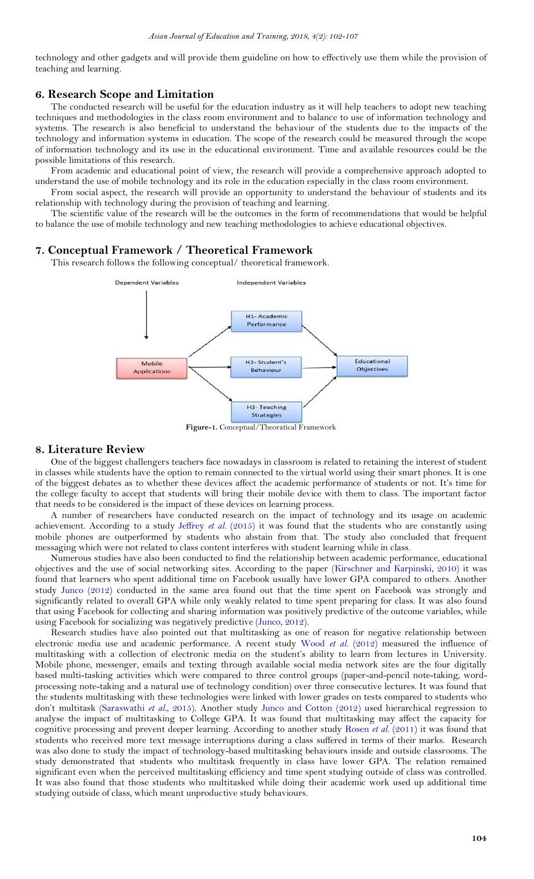technology and other gadgets and will provide them guideline on how to effectively use them while the provision of teaching and learning.

## 6. Research Scope and Limitation

The conducted research will be useful for the education industry as it will help teachers to adopt new teaching techniques and methodologies in the class room environment and to balance to use of information technology and systems. The research is also beneficial to understand the behaviour of the students due to the impacts of the technology and information systems in education. The scope of the research could be measured through the scope of information technology and its use in the educational environment. Time and available resources could be the possible limitations of this research.

From academic and educational point of view, the research will provide a comprehensive approach adopted to understand the use of mobile technology and its role in the education especially in the class room environment.

From social aspect, the research will provide an opportunity to understand the behaviour of students and its relationship with technology during the provision of teaching and learning.

The scientific value of the research will be the outcomes in the form of recommendations that would be helpful to balance the use of mobile technology and new teaching methodologies to achieve educational objectives.

## 7. Conceptual Framework / Theoretical Framework

This research follows the following conceptual/ theoretical framework.

Dependent Variables | Independent Variables

Mobile Applications → H1- Academic Performance → Educational Objectives
Mobile Applications → H2- Student's Behaviour → Educational Objectives
Mobile Applications → H3- Teaching Strategies → Educational Objectives

**Figure-1.** Conceptual/Theoratical Framework

## 8. Literature Review

One of the biggest challengers teachers face nowadays in classroom is related to retaining the interest of student in classes while students have the option to remain connected to the virtual world using their smart phones. It is one of the biggest debates as to whether these devices affect the academic performance of students or not. It's time for the college faculty to accept that students will bring their mobile device with them to class. The important factor that needs to be considered is the impact of these devices on learning process.

A number of researchers have conducted research on the impact of technology and its usage on academic achievement. According to a study Jeffrey *et al.* (2015) it was found that the students who are constantly using mobile phones are outperformed by students who abstain from that. The study also concluded that frequent messaging which were not related to class content interferes with student learning while in class.

Numerous studies have also been conducted to find the relationship between academic performance, educational objectives and the use of social networking sites. According to the paper (Kirschner and Karpinski, 2010) it was found that learners who spent additional time on Facebook usually have lower GPA compared to others. Another study Junco (2012) conducted in the same area found out that the time spent on Facebook was strongly and significantly related to overall GPA while only weakly related to time spent preparing for class. It was also found that using Facebook for collecting and sharing information was positively predictive of the outcome variables, while using Facebook for socializing was negatively predictive (Junco, 2012).

Research studies have also pointed out that multitasking as one of reason for negative relationship between electronic media use and academic performance. A recent study Wood *et al.* (2012) measured the influence of multitasking with a collection of electronic media on the student's ability to learn from lectures in University. Mobile phone, messenger, emails and texting through available social media network sites are the four digitally based multi-tasking activities which were compared to three control groups (paper-and-pencil note-taking, word-processing note-taking and a natural use of technology condition) over three consecutive lectures. It was found that the students multitasking with these technologies were linked with lower grades on tests compared to students who don't multitask (Saraswathi *et al.*, 2015). Another study Junco and Cotton (2012) used hierarchical regression to analyse the impact of multitasking to College GPA. It was found that multitasking may affect the capacity for cognitive processing and prevent deeper learning. According to another study Rosen *et al.* (2011) it was found that students who received more text message interruptions during a class suffered in terms of their marks. Research was also done to study the impact of technology-based multitasking behaviours inside and outside classrooms. The study demonstrated that students who multitask frequently in class have lower GPA. The relation remained significant even when the perceived multitasking efficiency and time spent studying outside of class was controlled. It was also found that those students who multitasked while doing their academic work used up additional time studying outside of class, which meant unproductive study behaviours.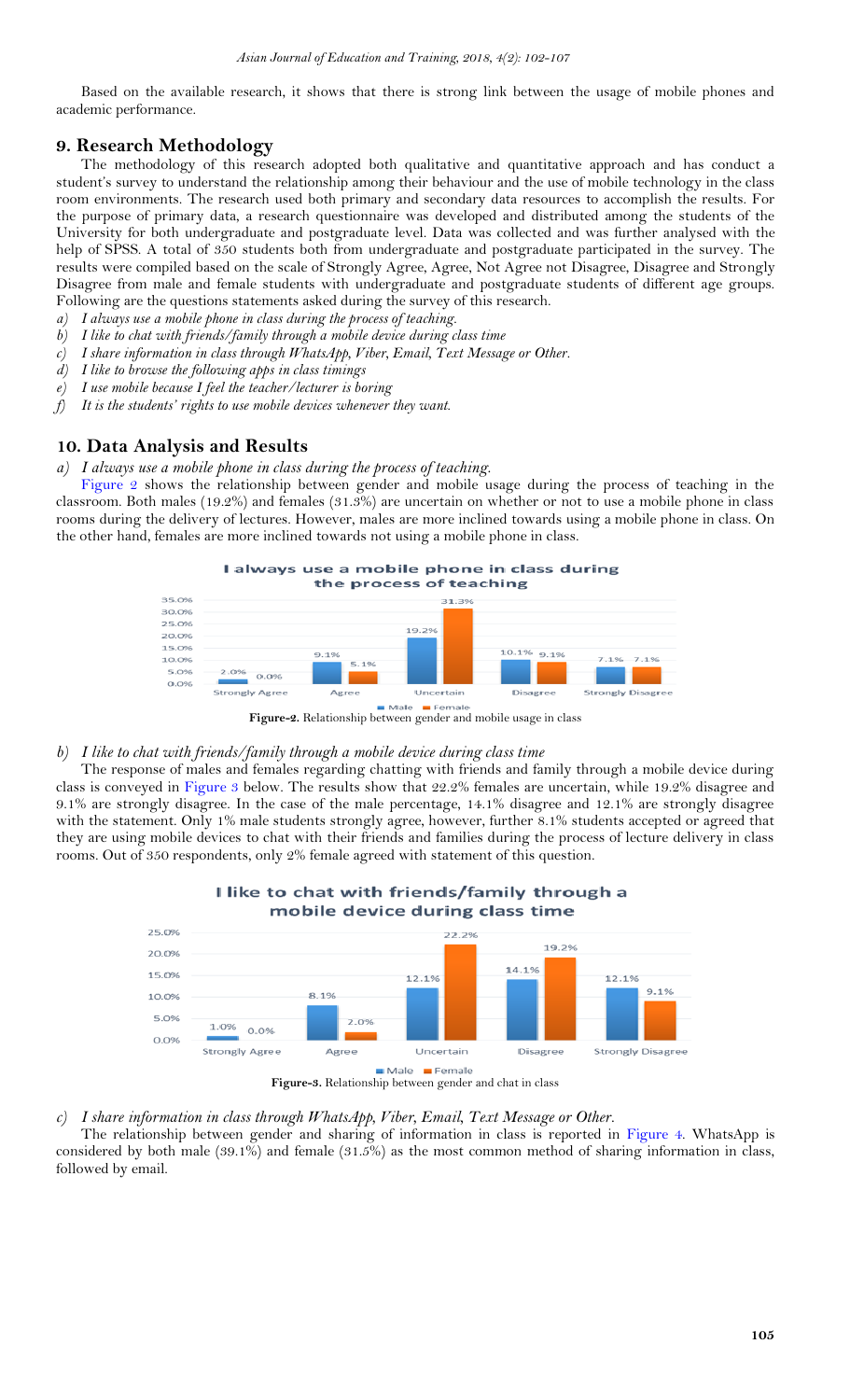Based on the available research, it shows that there is strong link between the usage of mobile phones and academic performance.

## 9. Research Methodology

The methodology of this research adopted both qualitative and quantitative approach and has conduct a student's survey to understand the relationship among their behaviour and the use of mobile technology in the class room environments. The research used both primary and secondary data resources to accomplish the results. For the purpose of primary data, a research questionnaire was developed and distributed among the students of the University for both undergraduate and postgraduate level. Data was collected and was further analysed with the help of SPSS. A total of 350 students both from undergraduate and postgraduate participated in the survey. The results were compiled based on the scale of Strongly Agree, Agree, Not Agree not Disagree, Disagree and Strongly Disagree from male and female students with undergraduate and postgraduate students of different age groups. Following are the questions statements asked during the survey of this research.

a) *I always use a mobile phone in class during the process of teaching.*
b) *I like to chat with friends/family through a mobile device during class time*
c) *I share information in class through WhatsApp, Viber, Email, Text Message or Other.*
d) *I like to browse the following apps in class timings*
e) *I use mobile because I feel the teacher/lecturer is boring*
f) *It is the students' rights to use mobile devices whenever they want.*

## 10. Data Analysis and Results

a) *I always use a mobile phone in class during the process of teaching.*

Figure 2 shows the relationship between gender and mobile usage during the process of teaching in the classroom. Both males (19.2%) and females (31.3%) are uncertain on whether or not to use a mobile phone in class rooms during the delivery of lectures. However, males are more inclined towards using a mobile phone in class. On the other hand, females are more inclined towards not using a mobile phone in class.

**I always use a mobile phone in class during the process of teaching**

| | Strongly Agree | Agree | Uncertain | Disagree | Strongly Disagree |
|---|---|---|---|---|---|
| Male | 2.0% | 9.1% | 19.2% | 10.1% | 7.1% |
| Female | 0.0% | 5.1% | 31.3% | 9.1% | 7.1% |

**Figure-2.** Relationship between gender and mobile usage in class

b) *I like to chat with friends/family through a mobile device during class time*

The response of males and females regarding chatting with friends and family through a mobile device during class is conveyed in Figure 3 below. The results show that 22.2% females are uncertain, while 19.2% disagree and 9.1% are strongly disagree. In the case of the male percentage, 14.1% disagree and 12.1% are strongly disagree with the statement. Only 1% male students strongly agree, however, further 8.1% students accepted or agreed that they are using mobile devices to chat with their friends and families during the process of lecture delivery in class rooms. Out of 350 respondents, only 2% female agreed with statement of this question.

**I like to chat with friends/family through a mobile device during class time**

| | Strongly Agree | Agree | Uncertain | Disagree | Strongly Disagree |
|---|---|---|---|---|---|
| Male | 1.0% | 8.1% | 12.1% | 14.1% | 12.1% |
| Female | 0.0% | 2.0% | 22.2% | 19.2% | 9.1% |

**Figure-3.** Relationship between gender and chat in class

c) *I share information in class through WhatsApp, Viber, Email, Text Message or Other.*

The relationship between gender and sharing of information in class is reported in Figure 4. WhatsApp is considered by both male (39.1%) and female (31.5%) as the most common method of sharing information in class, followed by email.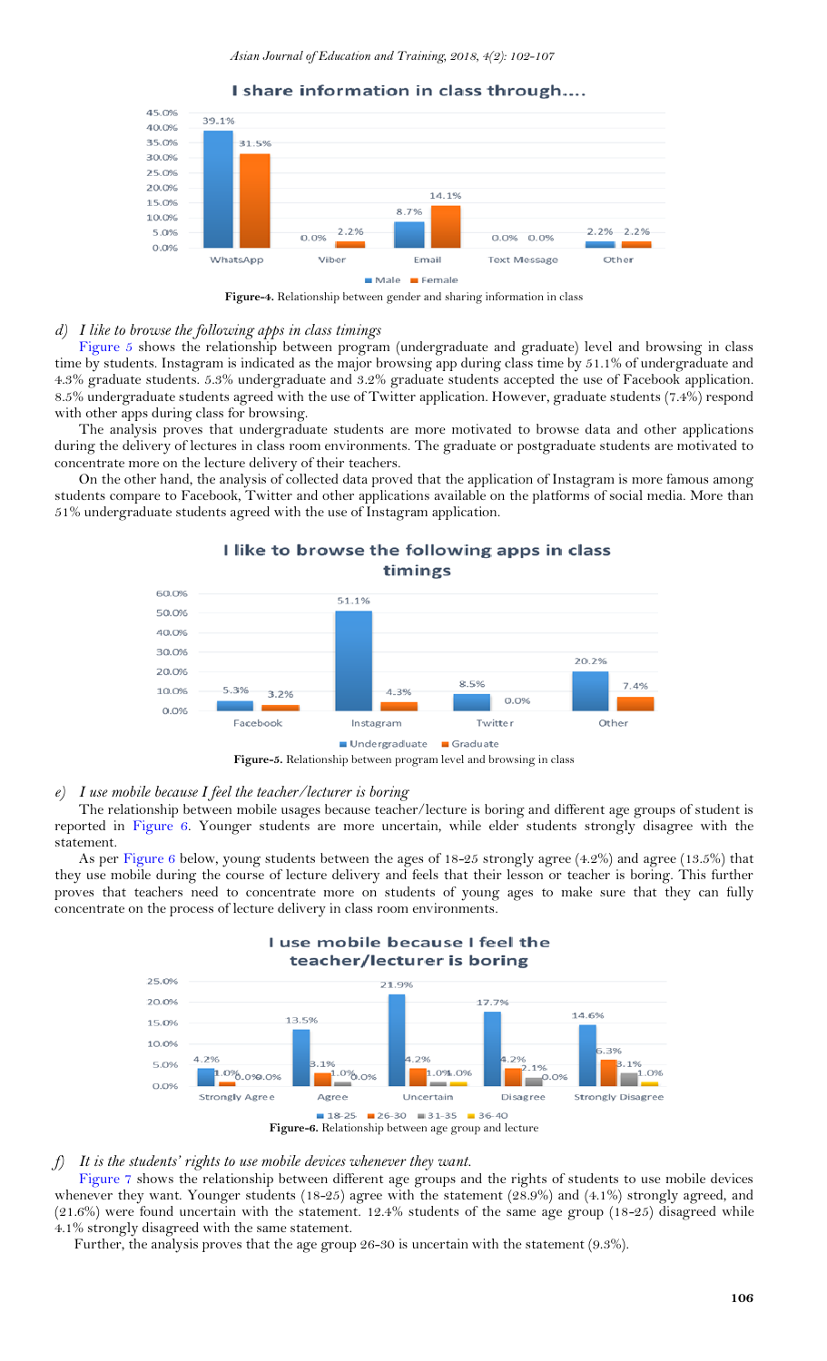Figure-4. Relationship between gender and sharing information in class

*d) I like to browse the following apps in class timings*

Figure 5 shows the relationship between program (undergraduate and graduate) level and browsing in class time by students. Instagram is indicated as the major browsing app during class time by 51.1% of undergraduate and 4.3% graduate students. 5.3% undergraduate and 3.2% graduate students accepted the use of Facebook application. 8.5% undergraduate students agreed with the use of Twitter application. However, graduate students (7.4%) respond with other apps during class for browsing.

The analysis proves that undergraduate students are more motivated to browse data and other applications during the delivery of lectures in class room environments. The graduate or postgraduate students are motivated to concentrate more on the lecture delivery of their teachers.

On the other hand, the analysis of collected data proved that the application of Instagram is more famous among students compare to Facebook, Twitter and other applications available on the platforms of social media. More than 51% undergraduate students agreed with the use of Instagram application.

Figure-5. Relationship between program level and browsing in class

*e) I use mobile because I feel the teacher/lecturer is boring*

The relationship between mobile usages because teacher/lecture is boring and different age groups of student is reported in Figure 6. Younger students are more uncertain, while elder students strongly disagree with the statement.

As per Figure 6 below, young students between the ages of 18-25 strongly agree (4.2%) and agree (13.5%) that they use mobile during the course of lecture delivery and feels that their lesson or teacher is boring. This further proves that teachers need to concentrate more on students of young ages to make sure that they can fully concentrate on the process of lecture delivery in class room environments.

Figure-6. Relationship between age group and lecture

*f) It is the students' rights to use mobile devices whenever they want.*

Figure 7 shows the relationship between different age groups and the rights of students to use mobile devices whenever they want. Younger students (18-25) agree with the statement (28.9%) and (4.1%) strongly agreed, and (21.6%) were found uncertain with the statement. 12.4% students of the same age group (18-25) disagreed while 4.1% strongly disagreed with the same statement.

Further, the analysis proves that the age group 26-30 is uncertain with the statement (9.3%).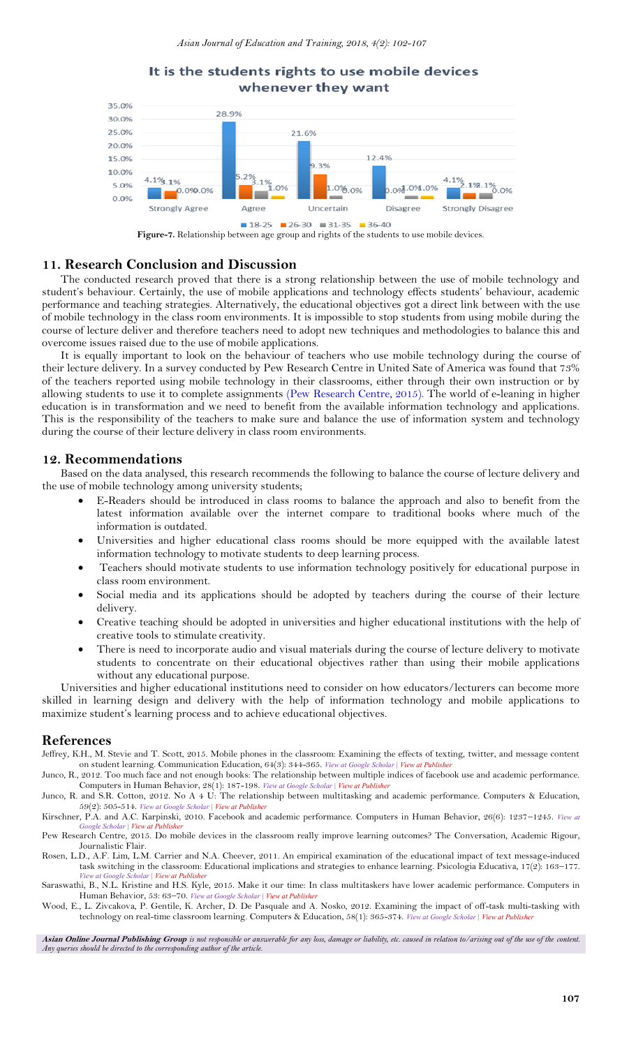It is the students rights to use mobile devices whenever they want

35.0%
30.0%
25.0%
20.0%
15.0%
10.0%
5.0%
0.0%

Strongly Agree: 4.1% 3.1% 0.0% 0.0%
Agree: 28.9% 5.2% 3.1% 1.0%
Uncertain: 21.6% 9.3% 1.0% 0.0%
Disagree: 12.4% 0.0% 1.0% 1.0%
Strongly Disagree: 4.1% 2.1% 2.1% 0.0%

18-25 26-30 31-35 36-40

**Figure-7.** Relationship between age group and rights of the students to use mobile devices.

## 11. Research Conclusion and Discussion

The conducted research proved that there is a strong relationship between the use of mobile technology and student's behaviour. Certainly, the use of mobile applications and technology effects students' behaviour, academic performance and teaching strategies. Alternatively, the educational objectives got a direct link between with the use of mobile technology in the class room environments. It is impossible to stop students from using mobile during the course of lecture deliver and therefore teachers need to adopt new techniques and methodologies to balance this and overcome issues raised due to the use of mobile applications.

It is equally important to look on the behaviour of teachers who use mobile technology during the course of their lecture delivery. In a survey conducted by Pew Research Centre in United Sate of America was found that 73% of the teachers reported using mobile technology in their classrooms, either through their own instruction or by allowing students to use it to complete assignments (Pew Research Centre, 2015). The world of e-leaning in higher education is in transformation and we need to benefit from the available information technology and applications. This is the responsibility of the teachers to make sure and balance the use of information system and technology during the course of their lecture delivery in class room environments.

## 12. Recommendations

Based on the data analysed, this research recommends the following to balance the course of lecture delivery and the use of mobile technology among university students;

- E-Readers should be introduced in class rooms to balance the approach and also to benefit from the latest information available over the internet compare to traditional books where much of the information is outdated.
- Universities and higher educational class rooms should be more equipped with the available latest information technology to motivate students to deep learning process.
- Teachers should motivate students to use information technology positively for educational purpose in class room environment.
- Social media and its applications should be adopted by teachers during the course of their lecture delivery.
- Creative teaching should be adopted in universities and higher educational institutions with the help of creative tools to stimulate creativity.
- There is need to incorporate audio and visual materials during the course of lecture delivery to motivate students to concentrate on their educational objectives rather than using their mobile applications without any educational purpose.

Universities and higher educational institutions need to consider on how educators/lecturers can become more skilled in learning design and delivery with the help of information technology and mobile applications to maximize student's learning process and to achieve educational objectives.

## References

Jeffrey, K.H., M. Stevie and T. Scott, 2015. Mobile phones in the classroom: Examining the effects of texting, twitter, and message content on student learning. Communication Education, 64(3): 344-365. *View at Google Scholar | View at Publisher*

Junco, R., 2012. Too much face and not enough books: The relationship between multiple indices of facebook use and academic performance. Computers in Human Behavior, 28(1): 187-198. *View at Google Scholar | View at Publisher*

Junco, R. and S.R. Cotton, 2012. No A 4 U: The relationship between multitasking and academic performance. Computers & Education, 59(2): 505-514. *View at Google Scholar | View at Publisher*

Kirschner, P.A. and A.C. Karpinski, 2010. Facebook and academic performance. Computers in Human Behavior, 26(6): 1237–1245. *View at Google Scholar | View at Publisher*

Pew Research Centre, 2015. Do mobile devices in the classroom really improve learning outcomes? The Conversation, Academic Rigour, Journalistic Flair.

Rosen, L.D., A.F. Lim, L.M. Carrier and N.A. Cheever, 2011. An empirical examination of the educational impact of text message-induced task switching in the classroom: Educational implications and strategies to enhance learning. Psicologia Educativa, 17(2): 163–177. *View at Google Scholar | View at Publisher*

Saraswathi, B., N.L. Kristine and H.S. Kyle, 2015. Make it our time: In class multitaskers have lower academic performance. Computers in Human Behavior, 53: 63–70. *View at Google Scholar | View at Publisher*

Wood, E., L. Zivcakova, P. Gentile, K. Archer, D. De Pasquale and A. Nosko, 2012. Examining the impact of off-task multi-tasking with technology on real-time classroom learning. Computers & Education, 58(1): 365-374. *View at Google Scholar | View at Publisher*

***Asian Online Journal Publishing Group*** *is not responsible or answerable for any loss, damage or liability, etc. caused in relation to/arising out of the use of the content. Any queries should be directed to the corresponding author of the article.*